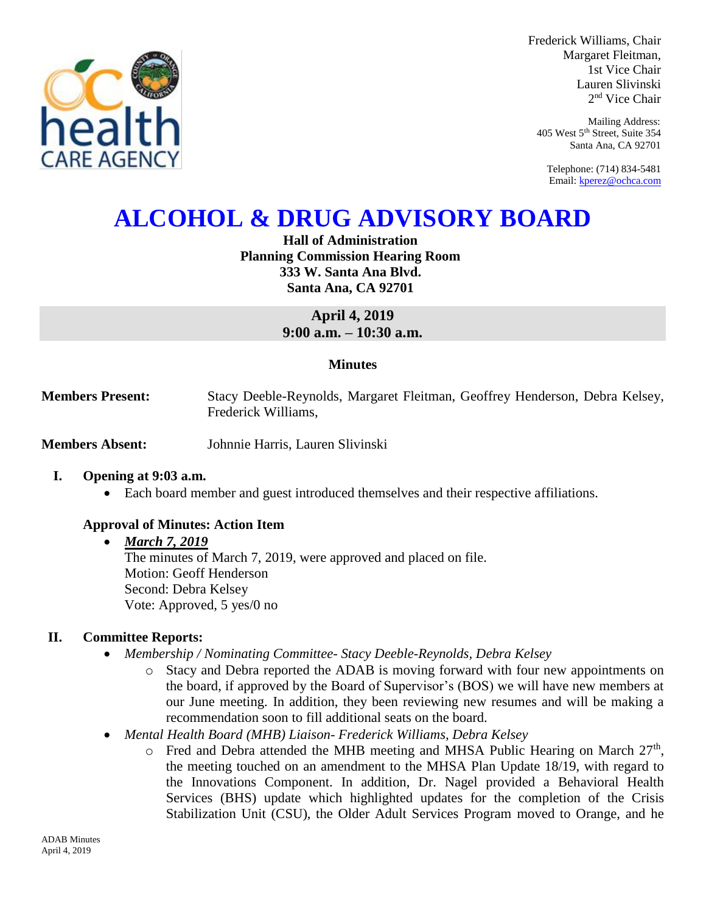Frederick Williams, Chair
Margaret Fleitman,
1st Vice Chair
Lauren Slivinski
2nd Vice Chair

Mailing Address:
405 West 5th Street, Suite 354
Santa Ana, CA 92701

Telephone: (714) 834-5481
Email: kperez@ochca.com

# ALCOHOL & DRUG ADVISORY BOARD

**Hall of Administration**
**Planning Commission Hearing Room**
**333 W. Santa Ana Blvd.**
**Santa Ana, CA 92701**

**April 4, 2019**
**9:00 a.m. – 10:30 a.m.**

**Minutes**

**Members Present:** Stacy Deeble-Reynolds, Margaret Fleitman, Geoffrey Henderson, Debra Kelsey, Frederick Williams,

**Members Absent:** Johnnie Harris, Lauren Slivinski

## I. Opening at 9:03 a.m.

- Each board member and guest introduced themselves and their respective affiliations.

### Approval of Minutes: Action Item

- ***March 7, 2019***
  The minutes of March 7, 2019, were approved and placed on file.
  Motion: Geoff Henderson
  Second: Debra Kelsey
  Vote: Approved, 5 yes/0 no

## II. Committee Reports:

- *Membership / Nominating Committee- Stacy Deeble-Reynolds, Debra Kelsey*
  - Stacy and Debra reported the ADAB is moving forward with four new appointments on the board, if approved by the Board of Supervisor's (BOS) we will have new members at our June meeting. In addition, they been reviewing new resumes and will be making a recommendation soon to fill additional seats on the board.
- *Mental Health Board (MHB) Liaison- Frederick Williams, Debra Kelsey*
  - Fred and Debra attended the MHB meeting and MHSA Public Hearing on March 27th, the meeting touched on an amendment to the MHSA Plan Update 18/19, with regard to the Innovations Component. In addition, Dr. Nagel provided a Behavioral Health Services (BHS) update which highlighted updates for the completion of the Crisis Stabilization Unit (CSU), the Older Adult Services Program moved to Orange, and he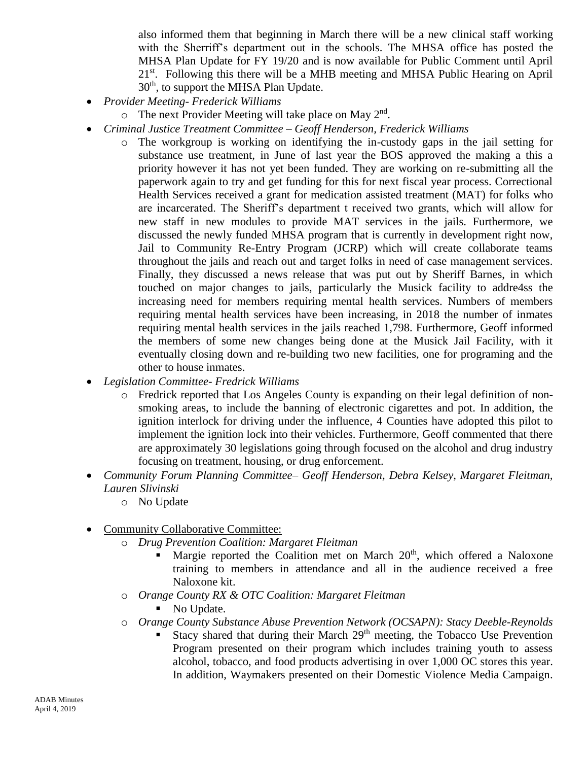also informed them that beginning in March there will be a new clinical staff working with the Sherriff's department out in the schools. The MHSA office has posted the MHSA Plan Update for FY 19/20 and is now available for Public Comment until April 21st. Following this there will be a MHB meeting and MHSA Public Hearing on April 30th, to support the MHSA Plan Update.

- *Provider Meeting- Frederick Williams*
  - The next Provider Meeting will take place on May 2nd.
- *Criminal Justice Treatment Committee – Geoff Henderson, Frederick Williams*
  - The workgroup is working on identifying the in-custody gaps in the jail setting for substance use treatment, in June of last year the BOS approved the making a this a priority however it has not yet been funded. They are working on re-submitting all the paperwork again to try and get funding for this for next fiscal year process. Correctional Health Services received a grant for medication assisted treatment (MAT) for folks who are incarcerated. The Sheriff's department t received two grants, which will allow for new staff in new modules to provide MAT services in the jails. Furthermore, we discussed the newly funded MHSA program that is currently in development right now, Jail to Community Re-Entry Program (JCRP) which will create collaborate teams throughout the jails and reach out and target folks in need of case management services. Finally, they discussed a news release that was put out by Sheriff Barnes, in which touched on major changes to jails, particularly the Musick facility to addre4ss the increasing need for members requiring mental health services. Numbers of members requiring mental health services have been increasing, in 2018 the number of inmates requiring mental health services in the jails reached 1,798. Furthermore, Geoff informed the members of some new changes being done at the Musick Jail Facility, with it eventually closing down and re-building two new facilities, one for programing and the other to house inmates.
- *Legislation Committee- Fredrick Williams*
  - Fredrick reported that Los Angeles County is expanding on their legal definition of non-smoking areas, to include the banning of electronic cigarettes and pot. In addition, the ignition interlock for driving under the influence, 4 Counties have adopted this pilot to implement the ignition lock into their vehicles. Furthermore, Geoff commented that there are approximately 30 legislations going through focused on the alcohol and drug industry focusing on treatment, housing, or drug enforcement.
- *Community Forum Planning Committee– Geoff Henderson, Debra Kelsey, Margaret Fleitman, Lauren Slivinski*
  - No Update

- Community Collaborative Committee:
  - *Drug Prevention Coalition: Margaret Fleitman*
    - Margie reported the Coalition met on March 20th, which offered a Naloxone training to members in attendance and all in the audience received a free Naloxone kit.
  - *Orange County RX & OTC Coalition: Margaret Fleitman*
    - No Update.
  - *Orange County Substance Abuse Prevention Network (OCSAPN): Stacy Deeble-Reynolds*
    - Stacy shared that during their March 29th meeting, the Tobacco Use Prevention Program presented on their program which includes training youth to assess alcohol, tobacco, and food products advertising in over 1,000 OC stores this year. In addition, Waymakers presented on their Domestic Violence Media Campaign.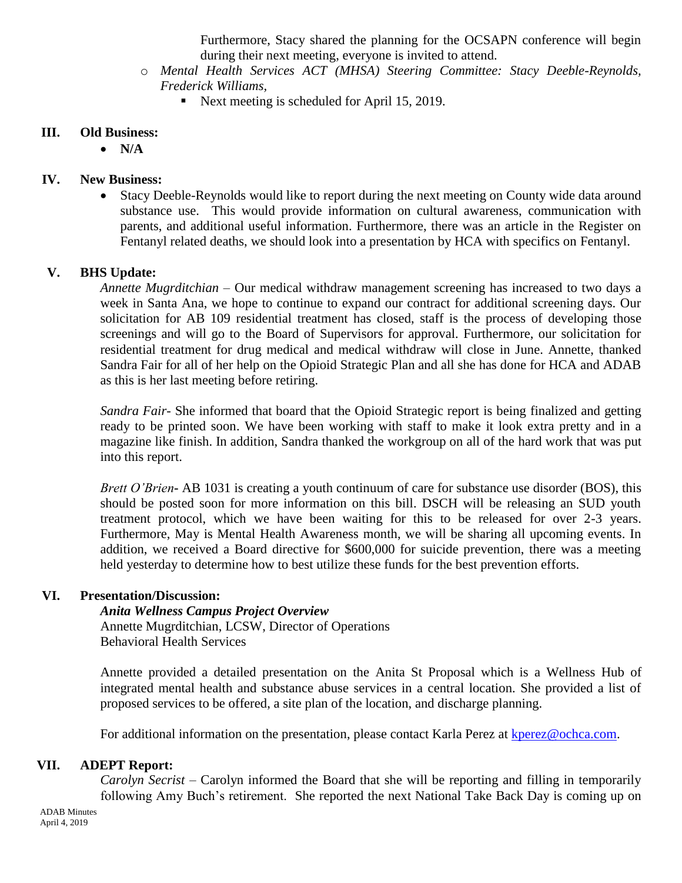Furthermore, Stacy shared the planning for the OCSAPN conference will begin during their next meeting, everyone is invited to attend.

- *Mental Health Services ACT (MHSA) Steering Committee: Stacy Deeble-Reynolds, Frederick Williams,*
  - Next meeting is scheduled for April 15, 2019.

## III. Old Business:

- **N/A**

## IV. New Business:

- Stacy Deeble-Reynolds would like to report during the next meeting on County wide data around substance use. This would provide information on cultural awareness, communication with parents, and additional useful information. Furthermore, there was an article in the Register on Fentanyl related deaths, we should look into a presentation by HCA with specifics on Fentanyl.

## V. BHS Update:

*Annette Mugrditchian* – Our medical withdraw management screening has increased to two days a week in Santa Ana, we hope to continue to expand our contract for additional screening days. Our solicitation for AB 109 residential treatment has closed, staff is the process of developing those screenings and will go to the Board of Supervisors for approval. Furthermore, our solicitation for residential treatment for drug medical and medical withdraw will close in June. Annette, thanked Sandra Fair for all of her help on the Opioid Strategic Plan and all she has done for HCA and ADAB as this is her last meeting before retiring.

*Sandra Fair*- She informed that board that the Opioid Strategic report is being finalized and getting ready to be printed soon. We have been working with staff to make it look extra pretty and in a magazine like finish. In addition, Sandra thanked the workgroup on all of the hard work that was put into this report.

*Brett O'Brien*- AB 1031 is creating a youth continuum of care for substance use disorder (BOS), this should be posted soon for more information on this bill. DSCH will be releasing an SUD youth treatment protocol, which we have been waiting for this to be released for over 2-3 years. Furthermore, May is Mental Health Awareness month, we will be sharing all upcoming events. In addition, we received a Board directive for $600,000 for suicide prevention, there was a meeting held yesterday to determine how to best utilize these funds for the best prevention efforts.

## VI. Presentation/Discussion:

***Anita Wellness Campus Project Overview***
Annette Mugrditchian, LCSW, Director of Operations
Behavioral Health Services

Annette provided a detailed presentation on the Anita St Proposal which is a Wellness Hub of integrated mental health and substance abuse services in a central location. She provided a list of proposed services to be offered, a site plan of the location, and discharge planning.

For additional information on the presentation, please contact Karla Perez at kperez@ochca.com.

## VII. ADEPT Report:

*Carolyn Secrist* – Carolyn informed the Board that she will be reporting and filling in temporarily following Amy Buch's retirement. She reported the next National Take Back Day is coming up on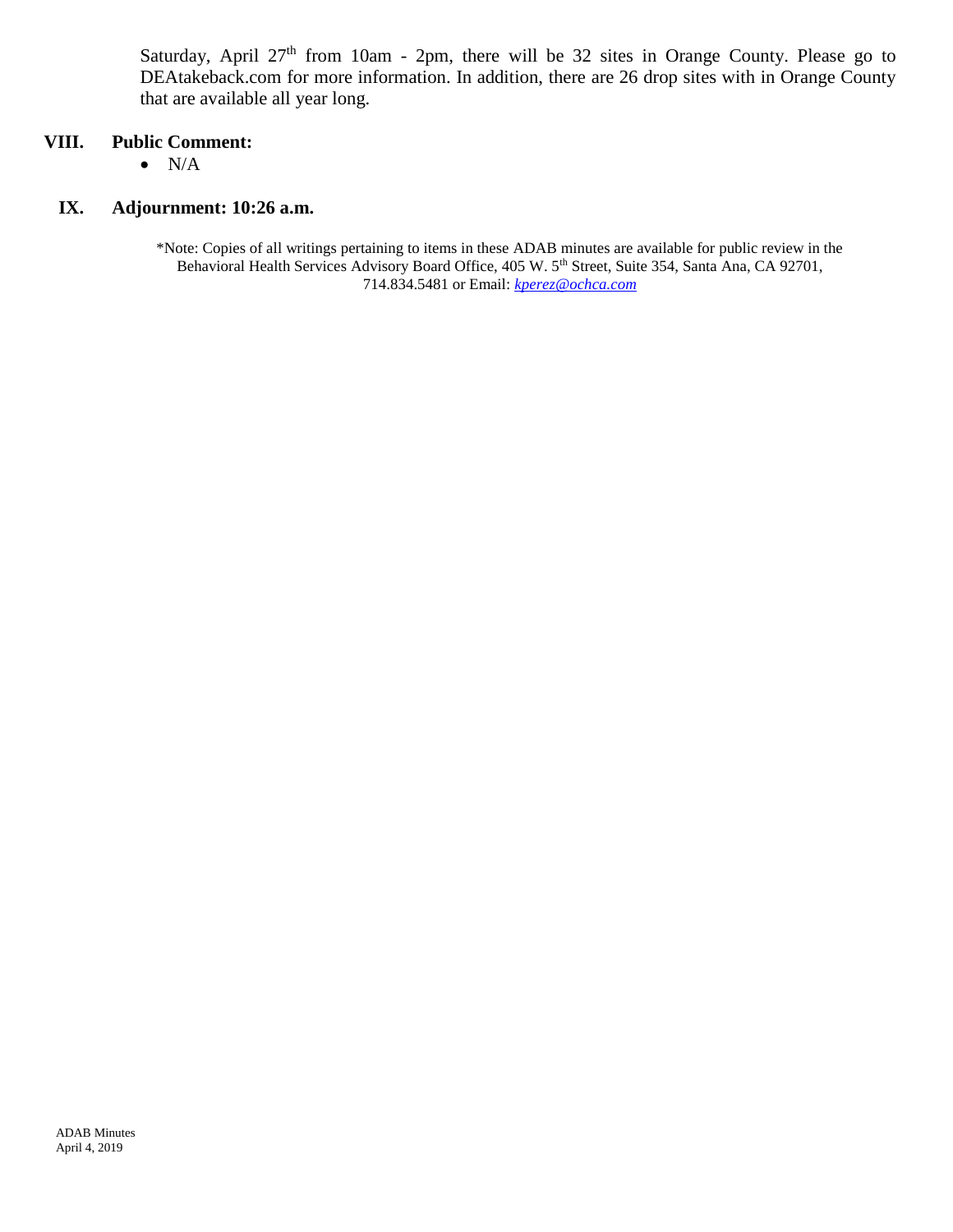Saturday, April 27th from 10am - 2pm, there will be 32 sites in Orange County. Please go to DEAtakeback.com for more information. In addition, there are 26 drop sites with in Orange County that are available all year long.

## VIII. Public Comment:

- N/A

## IX. Adjournment: 10:26 a.m.

*Note: Copies of all writings pertaining to items in these ADAB minutes are available for public review in the Behavioral Health Services Advisory Board Office, 405 W. 5th Street, Suite 354, Santa Ana, CA 92701, 714.834.5481 or Email: *kperez@ochca.com*